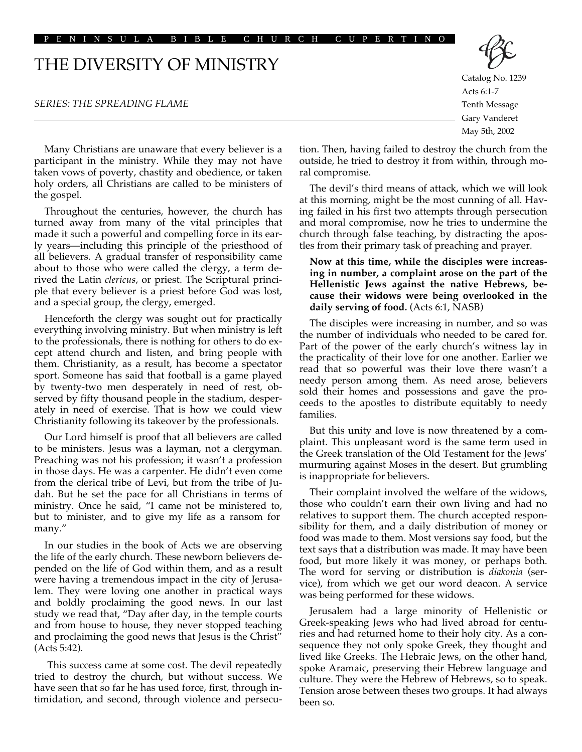PENINSULA BIBLE CHURCH CUPERTINO

# THE DIVERSITY OF MINISTRY

*SERIES: THE SPREADING FLAME*

Catalog No. 1239
Acts 6:1-7
Tenth Message
Gary Vanderet
May 5th, 2002

Many Christians are unaware that every believer is a participant in the ministry. While they may not have taken vows of poverty, chastity and obedience, or taken holy orders, all Christians are called to be ministers of the gospel.

Throughout the centuries, however, the church has turned away from many of the vital principles that made it such a powerful and compelling force in its early years—including this principle of the priesthood of all believers. A gradual transfer of responsibility came about to those who were called the clergy, a term derived the Latin *clericus*, or priest. The Scriptural principle that every believer is a priest before God was lost, and a special group, the clergy, emerged.

Henceforth the clergy was sought out for practically everything involving ministry. But when ministry is left to the professionals, there is nothing for others to do except attend church and listen, and bring people with them. Christianity, as a result, has become a spectator sport. Someone has said that football is a game played by twenty-two men desperately in need of rest, observed by fifty thousand people in the stadium, desperately in need of exercise. That is how we could view Christianity following its takeover by the professionals.

Our Lord himself is proof that all believers are called to be ministers. Jesus was a layman, not a clergyman. Preaching was not his profession; it wasn't a profession in those days. He was a carpenter. He didn't even come from the clerical tribe of Levi, but from the tribe of Judah. But he set the pace for all Christians in terms of ministry. Once he said, "I came not be ministered to, but to minister, and to give my life as a ransom for many."

In our studies in the book of Acts we are observing the life of the early church. These newborn believers depended on the life of God within them, and as a result were having a tremendous impact in the city of Jerusalem. They were loving one another in practical ways and boldly proclaiming the good news. In our last study we read that, "Day after day, in the temple courts and from house to house, they never stopped teaching and proclaiming the good news that Jesus is the Christ" (Acts 5:42).

This success came at some cost. The devil repeatedly tried to destroy the church, but without success. We have seen that so far he has used force, first, through intimidation, and second, through violence and persecution. Then, having failed to destroy the church from the outside, he tried to destroy it from within, through moral compromise.

The devil's third means of attack, which we will look at this morning, might be the most cunning of all. Having failed in his first two attempts through persecution and moral compromise, now he tries to undermine the church through false teaching, by distracting the apostles from their primary task of preaching and prayer.

**Now at this time, while the disciples were increasing in number, a complaint arose on the part of the Hellenistic Jews against the native Hebrews, because their widows were being overlooked in the daily serving of food.** (Acts 6:1, NASB)

The disciples were increasing in number, and so was the number of individuals who needed to be cared for. Part of the power of the early church's witness lay in the practicality of their love for one another. Earlier we read that so powerful was their love there wasn't a needy person among them. As need arose, believers sold their homes and possessions and gave the proceeds to the apostles to distribute equitably to needy families.

But this unity and love is now threatened by a complaint. This unpleasant word is the same term used in the Greek translation of the Old Testament for the Jews' murmuring against Moses in the desert. But grumbling is inappropriate for believers.

Their complaint involved the welfare of the widows, those who couldn't earn their own living and had no relatives to support them. The church accepted responsibility for them, and a daily distribution of money or food was made to them. Most versions say food, but the text says that a distribution was made. It may have been food, but more likely it was money, or perhaps both. The word for serving or distribution is *diakonia* (service), from which we get our word deacon. A service was being performed for these widows.

Jerusalem had a large minority of Hellenistic or Greek-speaking Jews who had lived abroad for centuries and had returned home to their holy city. As a consequence they not only spoke Greek, they thought and lived like Greeks. The Hebraic Jews, on the other hand, spoke Aramaic, preserving their Hebrew language and culture. They were the Hebrew of Hebrews, so to speak. Tension arose between theses two groups. It had always been so.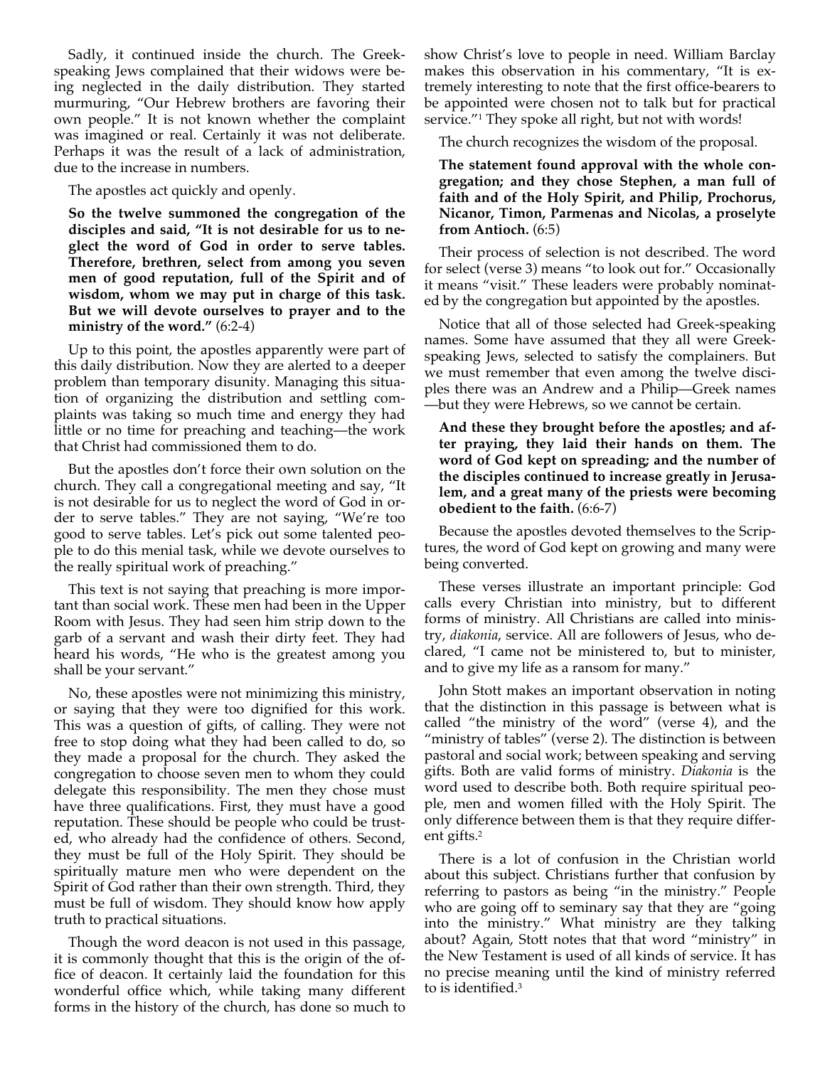Sadly, it continued inside the church. The Greek-speaking Jews complained that their widows were being neglected in the daily distribution. They started murmuring, "Our Hebrew brothers are favoring their own people." It is not known whether the complaint was imagined or real. Certainly it was not deliberate. Perhaps it was the result of a lack of administration, due to the increase in numbers.

The apostles act quickly and openly.

**So the twelve summoned the congregation of the disciples and said, "It is not desirable for us to neglect the word of God in order to serve tables. Therefore, brethren, select from among you seven men of good reputation, full of the Spirit and of wisdom, whom we may put in charge of this task. But we will devote ourselves to prayer and to the ministry of the word."** (6:2-4)

Up to this point, the apostles apparently were part of this daily distribution. Now they are alerted to a deeper problem than temporary disunity. Managing this situation of organizing the distribution and settling complaints was taking so much time and energy they had little or no time for preaching and teaching—the work that Christ had commissioned them to do.

But the apostles don't force their own solution on the church. They call a congregational meeting and say, "It is not desirable for us to neglect the word of God in order to serve tables." They are not saying, "We're too good to serve tables. Let's pick out some talented people to do this menial task, while we devote ourselves to the really spiritual work of preaching."

This text is not saying that preaching is more important than social work. These men had been in the Upper Room with Jesus. They had seen him strip down to the garb of a servant and wash their dirty feet. They had heard his words, "He who is the greatest among you shall be your servant."

No, these apostles were not minimizing this ministry, or saying that they were too dignified for this work. This was a question of gifts, of calling. They were not free to stop doing what they had been called to do, so they made a proposal for the church. They asked the congregation to choose seven men to whom they could delegate this responsibility. The men they chose must have three qualifications. First, they must have a good reputation. These should be people who could be trusted, who already had the confidence of others. Second, they must be full of the Holy Spirit. They should be spiritually mature men who were dependent on the Spirit of God rather than their own strength. Third, they must be full of wisdom. They should know how apply truth to practical situations.

Though the word deacon is not used in this passage, it is commonly thought that this is the origin of the office of deacon. It certainly laid the foundation for this wonderful office which, while taking many different forms in the history of the church, has done so much to show Christ's love to people in need. William Barclay makes this observation in his commentary, "It is extremely interesting to note that the first office-bearers to be appointed were chosen not to talk but for practical service."[1] They spoke all right, but not with words!

The church recognizes the wisdom of the proposal.

**The statement found approval with the whole congregation; and they chose Stephen, a man full of faith and of the Holy Spirit, and Philip, Prochorus, Nicanor, Timon, Parmenas and Nicolas, a proselyte from Antioch.** (6:5)

Their process of selection is not described. The word for select (verse 3) means "to look out for." Occasionally it means "visit." These leaders were probably nominated by the congregation but appointed by the apostles.

Notice that all of those selected had Greek-speaking names. Some have assumed that they all were Greek-speaking Jews, selected to satisfy the complainers. But we must remember that even among the twelve disciples there was an Andrew and a Philip—Greek names—but they were Hebrews, so we cannot be certain.

**And these they brought before the apostles; and after praying, they laid their hands on them. The word of God kept on spreading; and the number of the disciples continued to increase greatly in Jerusalem, and a great many of the priests were becoming obedient to the faith.** (6:6-7)

Because the apostles devoted themselves to the Scriptures, the word of God kept on growing and many were being converted.

These verses illustrate an important principle: God calls every Christian into ministry, but to different forms of ministry. All Christians are called into ministry, *diakonia*, service. All are followers of Jesus, who declared, "I came not be ministered to, but to minister, and to give my life as a ransom for many."

John Stott makes an important observation in noting that the distinction in this passage is between what is called "the ministry of the word" (verse 4), and the "ministry of tables" (verse 2). The distinction is between pastoral and social work; between speaking and serving gifts. Both are valid forms of ministry. *Diakonia* is the word used to describe both. Both require spiritual people, men and women filled with the Holy Spirit. The only difference between them is that they require different gifts.[2]

There is a lot of confusion in the Christian world about this subject. Christians further that confusion by referring to pastors as being "in the ministry." People who are going off to seminary say that they are "going into the ministry." What ministry are they talking about? Again, Stott notes that that word "ministry" in the New Testament is used of all kinds of service. It has no precise meaning until the kind of ministry referred to is identified.[3]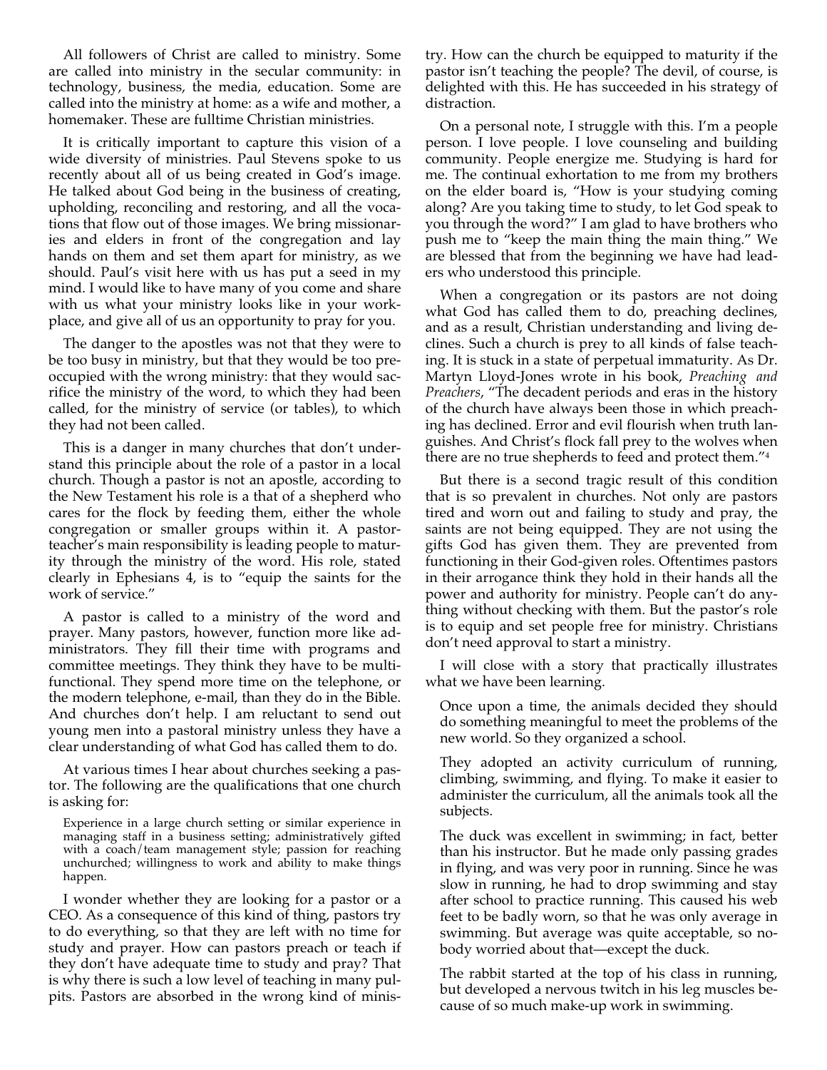All followers of Christ are called to ministry. Some are called into ministry in the secular community: in technology, business, the media, education. Some are called into the ministry at home: as a wife and mother, a homemaker. These are fulltime Christian ministries.

It is critically important to capture this vision of a wide diversity of ministries. Paul Stevens spoke to us recently about all of us being created in God's image. He talked about God being in the business of creating, upholding, reconciling and restoring, and all the vocations that flow out of those images. We bring missionaries and elders in front of the congregation and lay hands on them and set them apart for ministry, as we should. Paul's visit here with us has put a seed in my mind. I would like to have many of you come and share with us what your ministry looks like in your workplace, and give all of us an opportunity to pray for you.

The danger to the apostles was not that they were to be too busy in ministry, but that they would be too preoccupied with the wrong ministry: that they would sacrifice the ministry of the word, to which they had been called, for the ministry of service (or tables), to which they had not been called.

This is a danger in many churches that don't understand this principle about the role of a pastor in a local church. Though a pastor is not an apostle, according to the New Testament his role is a that of a shepherd who cares for the flock by feeding them, either the whole congregation or smaller groups within it. A pastor-teacher's main responsibility is leading people to maturity through the ministry of the word. His role, stated clearly in Ephesians 4, is to "equip the saints for the work of service."

A pastor is called to a ministry of the word and prayer. Many pastors, however, function more like administrators. They fill their time with programs and committee meetings. They think they have to be multifunctional. They spend more time on the telephone, or the modern telephone, e-mail, than they do in the Bible. And churches don't help. I am reluctant to send out young men into a pastoral ministry unless they have a clear understanding of what God has called them to do.

At various times I hear about churches seeking a pastor. The following are the qualifications that one church is asking for:

> Experience in a large church setting or similar experience in managing staff in a business setting; administratively gifted with a coach/team management style; passion for reaching unchurched; willingness to work and ability to make things happen.

I wonder whether they are looking for a pastor or a CEO. As a consequence of this kind of thing, pastors try to do everything, so that they are left with no time for study and prayer. How can pastors preach or teach if they don't have adequate time to study and pray? That is why there is such a low level of teaching in many pulpits. Pastors are absorbed in the wrong kind of ministry. How can the church be equipped to maturity if the pastor isn't teaching the people? The devil, of course, is delighted with this. He has succeeded in his strategy of distraction.

On a personal note, I struggle with this. I'm a people person. I love people. I love counseling and building community. People energize me. Studying is hard for me. The continual exhortation to me from my brothers on the elder board is, "How is your studying coming along? Are you taking time to study, to let God speak to you through the word?" I am glad to have brothers who push me to "keep the main thing the main thing." We are blessed that from the beginning we have had leaders who understood this principle.

When a congregation or its pastors are not doing what God has called them to do, preaching declines, and as a result, Christian understanding and living declines. Such a church is prey to all kinds of false teaching. It is stuck in a state of perpetual immaturity. As Dr. Martyn Lloyd-Jones wrote in his book, *Preaching and Preachers*, "The decadent periods and eras in the history of the church have always been those in which preaching has declined. Error and evil flourish when truth languishes. And Christ's flock fall prey to the wolves when there are no true shepherds to feed and protect them."[4]

But there is a second tragic result of this condition that is so prevalent in churches. Not only are pastors tired and worn out and failing to study and pray, the saints are not being equipped. They are not using the gifts God has given them. They are prevented from functioning in their God-given roles. Oftentimes pastors in their arrogance think they hold in their hands all the power and authority for ministry. People can't do anything without checking with them. But the pastor's role is to equip and set people free for ministry. Christians don't need approval to start a ministry.

I will close with a story that practically illustrates what we have been learning.

> Once upon a time, the animals decided they should do something meaningful to meet the problems of the new world. So they organized a school.
>
> They adopted an activity curriculum of running, climbing, swimming, and flying. To make it easier to administer the curriculum, all the animals took all the subjects.
>
> The duck was excellent in swimming; in fact, better than his instructor. But he made only passing grades in flying, and was very poor in running. Since he was slow in running, he had to drop swimming and stay after school to practice running. This caused his web feet to be badly worn, so that he was only average in swimming. But average was quite acceptable, so nobody worried about that—except the duck.
>
> The rabbit started at the top of his class in running, but developed a nervous twitch in his leg muscles because of so much make-up work in swimming.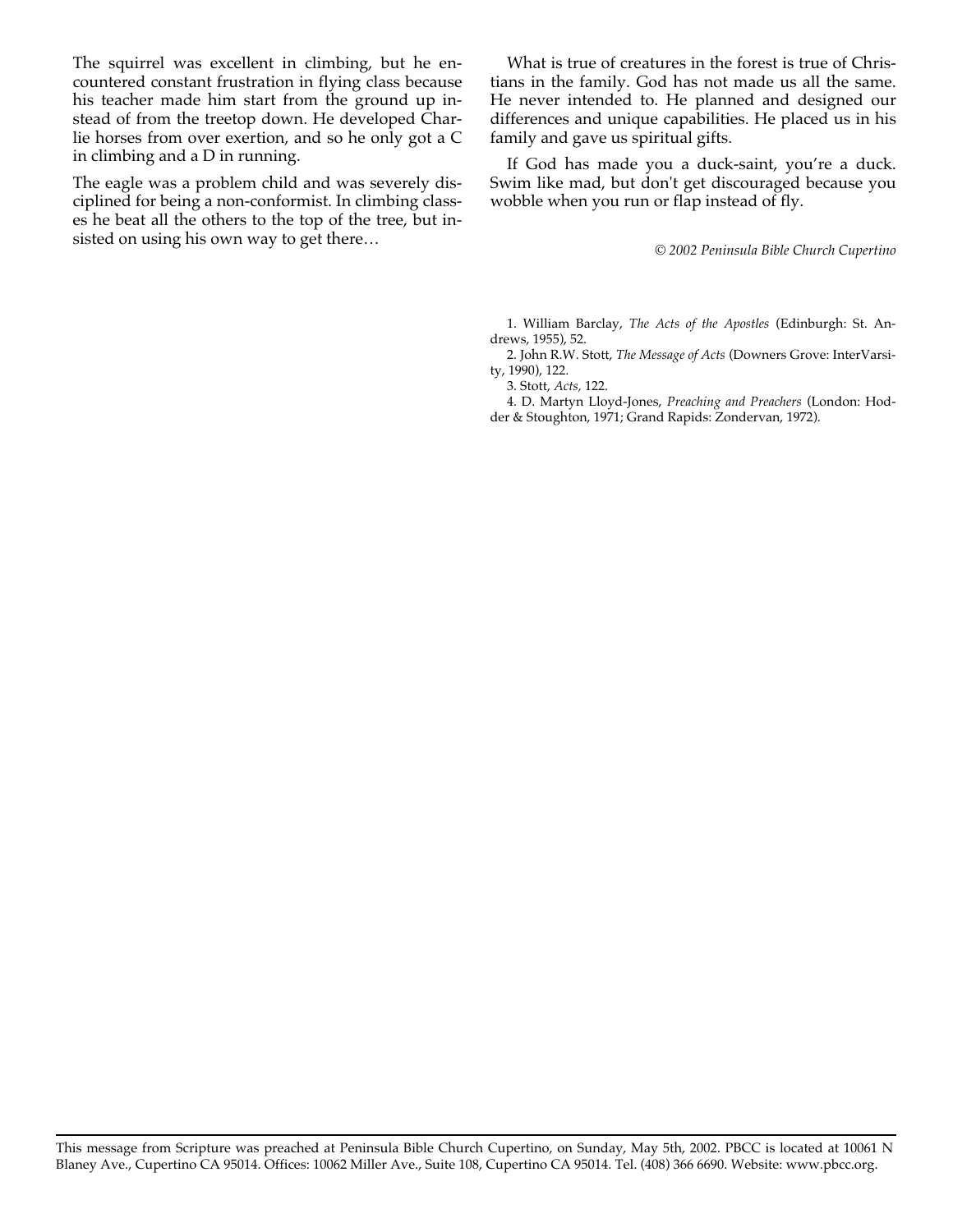The squirrel was excellent in climbing, but he encountered constant frustration in flying class because his teacher made him start from the ground up instead of from the treetop down. He developed Charlie horses from over exertion, and so he only got a C in climbing and a D in running.

The eagle was a problem child and was severely disciplined for being a non-conformist. In climbing classes he beat all the others to the top of the tree, but insisted on using his own way to get there…

What is true of creatures in the forest is true of Christians in the family. God has not made us all the same. He never intended to. He planned and designed our differences and unique capabilities. He placed us in his family and gave us spiritual gifts.

If God has made you a duck-saint, you're a duck. Swim like mad, but don't get discouraged because you wobble when you run or flap instead of fly.

*© 2002 Peninsula Bible Church Cupertino*

1. William Barclay, *The Acts of the Apostles* (Edinburgh: St. Andrews, 1955), 52.
2. John R.W. Stott, *The Message of Acts* (Downers Grove: InterVarsity, 1990), 122.
3. Stott, *Acts,* 122.
4. D. Martyn Lloyd-Jones, *Preaching and Preachers* (London: Hodder & Stoughton, 1971; Grand Rapids: Zondervan, 1972).

This message from Scripture was preached at Peninsula Bible Church Cupertino, on Sunday, May 5th, 2002. PBCC is located at 10061 N Blaney Ave., Cupertino CA 95014. Offices: 10062 Miller Ave., Suite 108, Cupertino CA 95014. Tel. (408) 366 6690. Website: www.pbcc.org.